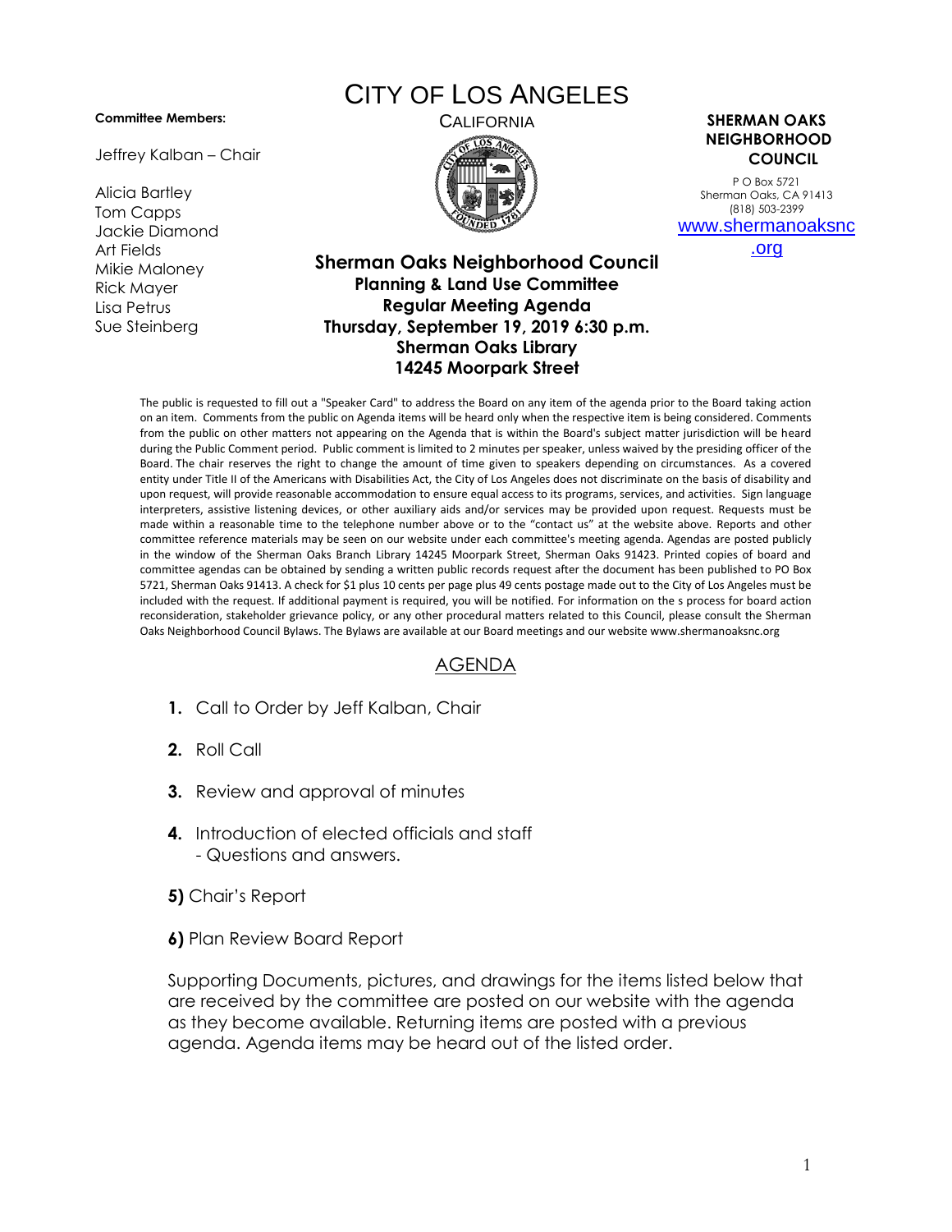# CITY OF LOS ANGELES

CALIFORNIA

**Committee Members:**

Jeffrey Kalban – Chair

Alicia Bartley
Tom Capps
Jackie Diamond
Art Fields
Mikie Maloney
Rick Mayer
Lisa Petrus
Sue Steinberg

**SHERMAN OAKS NEIGHBORHOOD COUNCIL**

P O Box 5721
Sherman Oaks, CA 91413
(818) 503-2399
www.shermanoaksnc.org

## Sherman Oaks Neighborhood Council
### Planning & Land Use Committee
### Regular Meeting Agenda
### Thursday, September 19, 2019 6:30 p.m.
### Sherman Oaks Library
### 14245 Moorpark Street

The public is requested to fill out a "Speaker Card" to address the Board on any item of the agenda prior to the Board taking action on an item. Comments from the public on Agenda items will be heard only when the respective item is being considered. Comments from the public on other matters not appearing on the Agenda that is within the Board's subject matter jurisdiction will be heard during the Public Comment period. Public comment is limited to 2 minutes per speaker, unless waived by the presiding officer of the Board. The chair reserves the right to change the amount of time given to speakers depending on circumstances. As a covered entity under Title II of the Americans with Disabilities Act, the City of Los Angeles does not discriminate on the basis of disability and upon request, will provide reasonable accommodation to ensure equal access to its programs, services, and activities. Sign language interpreters, assistive listening devices, or other auxiliary aids and/or services may be provided upon request. Requests must be made within a reasonable time to the telephone number above or to the "contact us" at the website above. Reports and other committee reference materials may be seen on our website under each committee's meeting agenda. Agendas are posted publicly in the window of the Sherman Oaks Branch Library 14245 Moorpark Street, Sherman Oaks 91423. Printed copies of board and committee agendas can be obtained by sending a written public records request after the document has been published to PO Box 5721, Sherman Oaks 91413. A check for $1 plus 10 cents per page plus 49 cents postage made out to the City of Los Angeles must be included with the request. If additional payment is required, you will be notified. For information on the s process for board action reconsideration, stakeholder grievance policy, or any other procedural matters related to this Council, please consult the Sherman Oaks Neighborhood Council Bylaws. The Bylaws are available at our Board meetings and our website www.shermanoaksnc.org

## AGENDA

1. Call to Order by Jeff Kalban, Chair

2. Roll Call

3. Review and approval of minutes

4. Introduction of elected officials and staff
   - Questions and answers.

**5)** Chair's Report

**6)** Plan Review Board Report

Supporting Documents, pictures, and drawings for the items listed below that are received by the committee are posted on our website with the agenda as they become available. Returning items are posted with a previous agenda. Agenda items may be heard out of the listed order.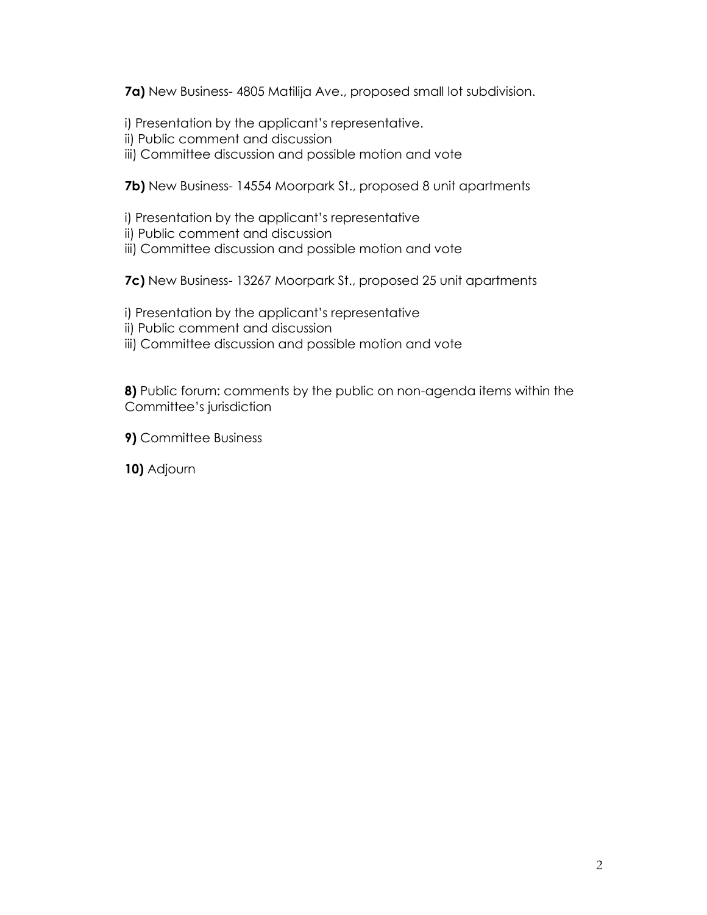**7a)** New Business- 4805 Matilija Ave., proposed small lot subdivision.

i) Presentation by the applicant's representative.
ii) Public comment and discussion
iii) Committee discussion and possible motion and vote

**7b)** New Business- 14554 Moorpark St., proposed 8 unit apartments

i) Presentation by the applicant's representative
ii) Public comment and discussion
iii) Committee discussion and possible motion and vote

**7c)** New Business- 13267 Moorpark St., proposed 25 unit apartments

i) Presentation by the applicant's representative
ii) Public comment and discussion
iii) Committee discussion and possible motion and vote

**8)** Public forum: comments by the public on non-agenda items within the Committee's jurisdiction

**9)** Committee Business

**10)** Adjourn